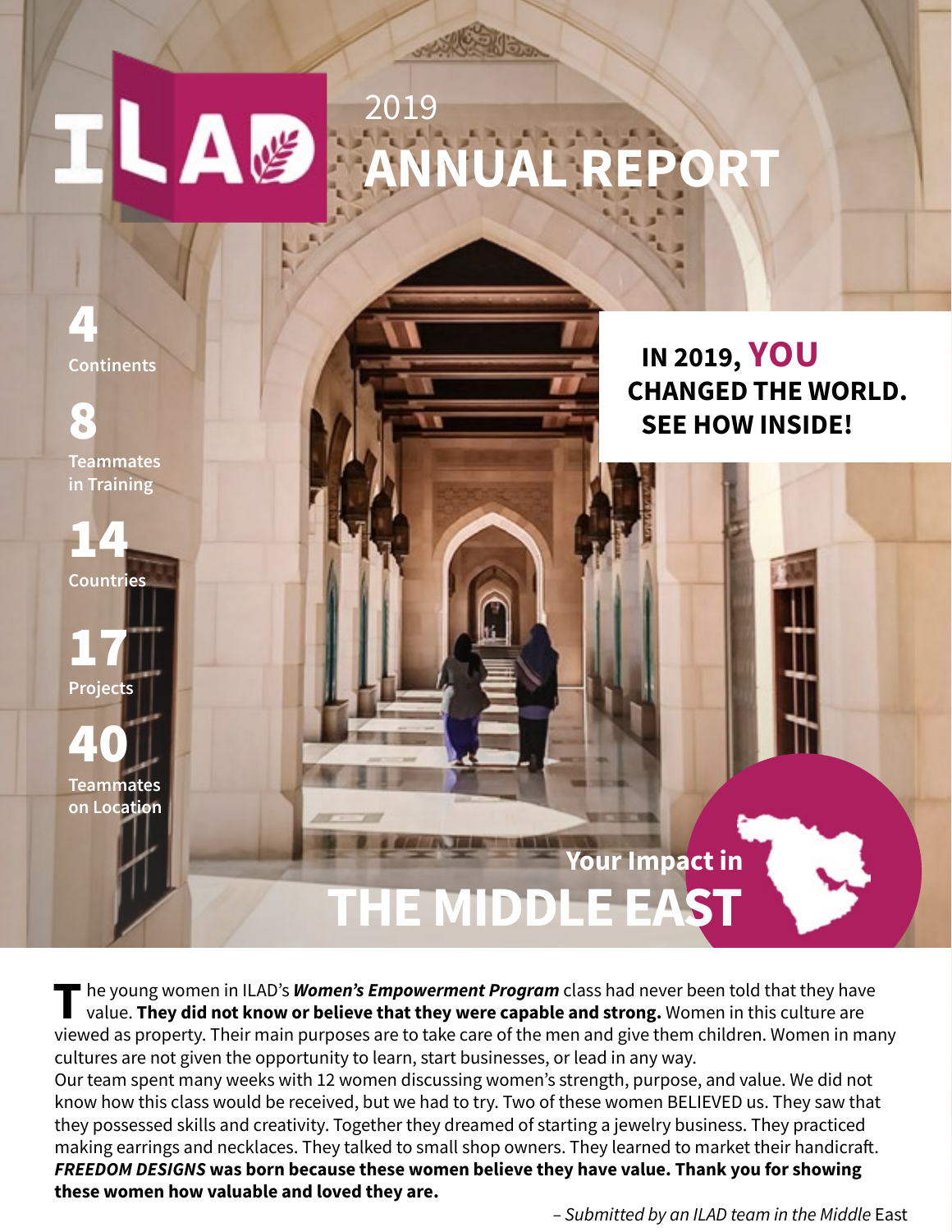# ILAD 2019 ANNUAL REPORT

**4**
Continents

**8**
Teammates in Training

**14**
Countries

**17**
Projects

**40**
Teammates on Location

**IN 2019, YOU CHANGED THE WORLD. SEE HOW INSIDE!**

## Your Impact in THE MIDDLE EAST

The young women in ILAD's ***Women's Empowerment Program*** class had never been told that they have value. **They did not know or believe that they were capable and strong.** Women in this culture are viewed as property. Their main purposes are to take care of the men and give them children. Women in many cultures are not given the opportunity to learn, start businesses, or lead in any way.

Our team spent many weeks with 12 women discussing women's strength, purpose, and value. We did not know how this class would be received, but we had to try. Two of these women BELIEVED us. They saw that they possessed skills and creativity. Together they dreamed of starting a jewelry business. They practiced making earrings and necklaces. They talked to small shop owners. They learned to market their handicraft. ***FREEDOM DESIGNS*** **was born because these women believe they have value. Thank you for showing these women how valuable and loved they are.**

*– Submitted by an ILAD team in the Middle* East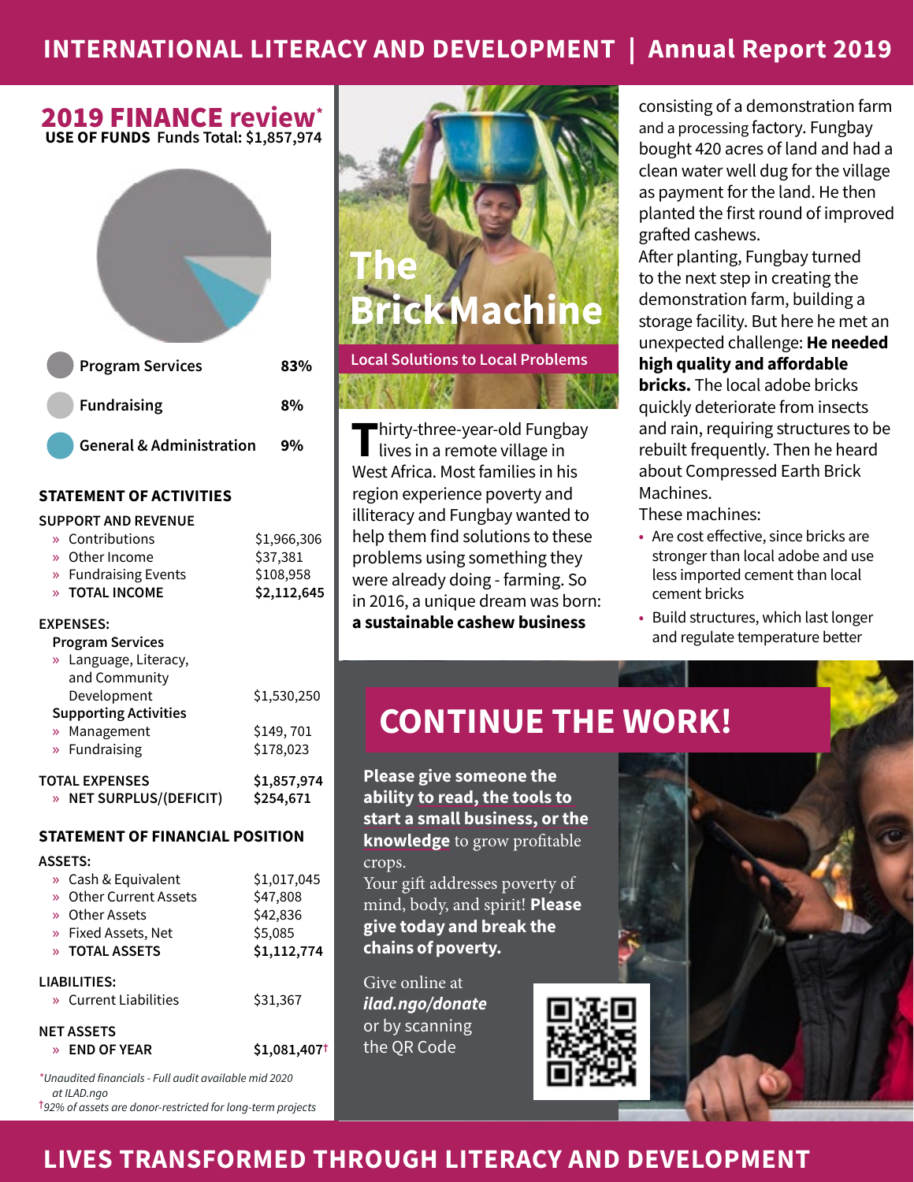# INTERNATIONAL LITERACY AND DEVELOPMENT | Annual Report 2019

## 2019 FINANCE review*

**USE OF FUNDS** Funds Total: $1,857,974

| Category | % |
|---|---|
| Program Services | 83% |
| Fundraising | 8% |
| General & Administration | 9% |

### STATEMENT OF ACTIVITIES

| SUPPORT AND REVENUE | |
|---|---|
| » Contributions | $1,966,306 |
| » Other Income | $37,381 |
| » Fundraising Events | $108,958 |
| » **TOTAL INCOME** | **$2,112,645** |

| EXPENSES: | |
|---|---|
| **Program Services** | |
| » Language, Literacy, and Community Development | $1,530,250 |
| **Supporting Activities** | |
| » Management | $149, 701 |
| » Fundraising | $178,023 |
| **TOTAL EXPENSES** | **$1,857,974** |
| » **NET SURPLUS/(DEFICIT)** | **$254,671** |

### STATEMENT OF FINANCIAL POSITION

| ASSETS: | |
|---|---|
| » Cash & Equivalent | $1,017,045 |
| » Other Current Assets | $47,808 |
| » Other Assets | $42,836 |
| » Fixed Assets, Net | $5,085 |
| » **TOTAL ASSETS** | **$1,112,774** |

| LIABILITIES: | |
|---|---|
| » Current Liabilities | $31,367 |

| NET ASSETS | |
|---|---|
| » **END OF YEAR** | **$1,081,407†** |

*\*Unaudited financials - Full audit available mid 2020 at ILAD.ngo*

*†92% of assets are donor-restricted for long-term projects*

## The Brick Machine

**Local Solutions to Local Problems**

Thirty-three-year-old Fungbay lives in a remote village in West Africa. Most families in his region experience poverty and illiteracy and Fungbay wanted to help them find solutions to these problems using something they were already doing - farming. So in 2016, a unique dream was born: **a sustainable cashew business** consisting of a demonstration farm and a processing factory. Fungbay bought 420 acres of land and had a clean water well dug for the village as payment for the land. He then planted the first round of improved grafted cashews.

After planting, Fungbay turned to the next step in creating the demonstration farm, building a storage facility. But here he met an unexpected challenge: **He needed high quality and affordable bricks.** The local adobe bricks quickly deteriorate from insects and rain, requiring structures to be rebuilt frequently. Then he heard about Compressed Earth Brick Machines.

These machines:

- Are cost effective, since bricks are stronger than local adobe and use less imported cement than local cement bricks
- Build structures, which last longer and regulate temperature better

## CONTINUE THE WORK!

**Please give someone the ability to read, the tools to start a small business, or the knowledge** to grow profitable crops.

Your gift addresses poverty of mind, body, and spirit! **Please give today and break the chains of poverty.**

Give online at ***ilad.ngo/donate*** or by scanning the QR Code

**LIVES TRANSFORMED THROUGH LITERACY AND DEVELOPMENT**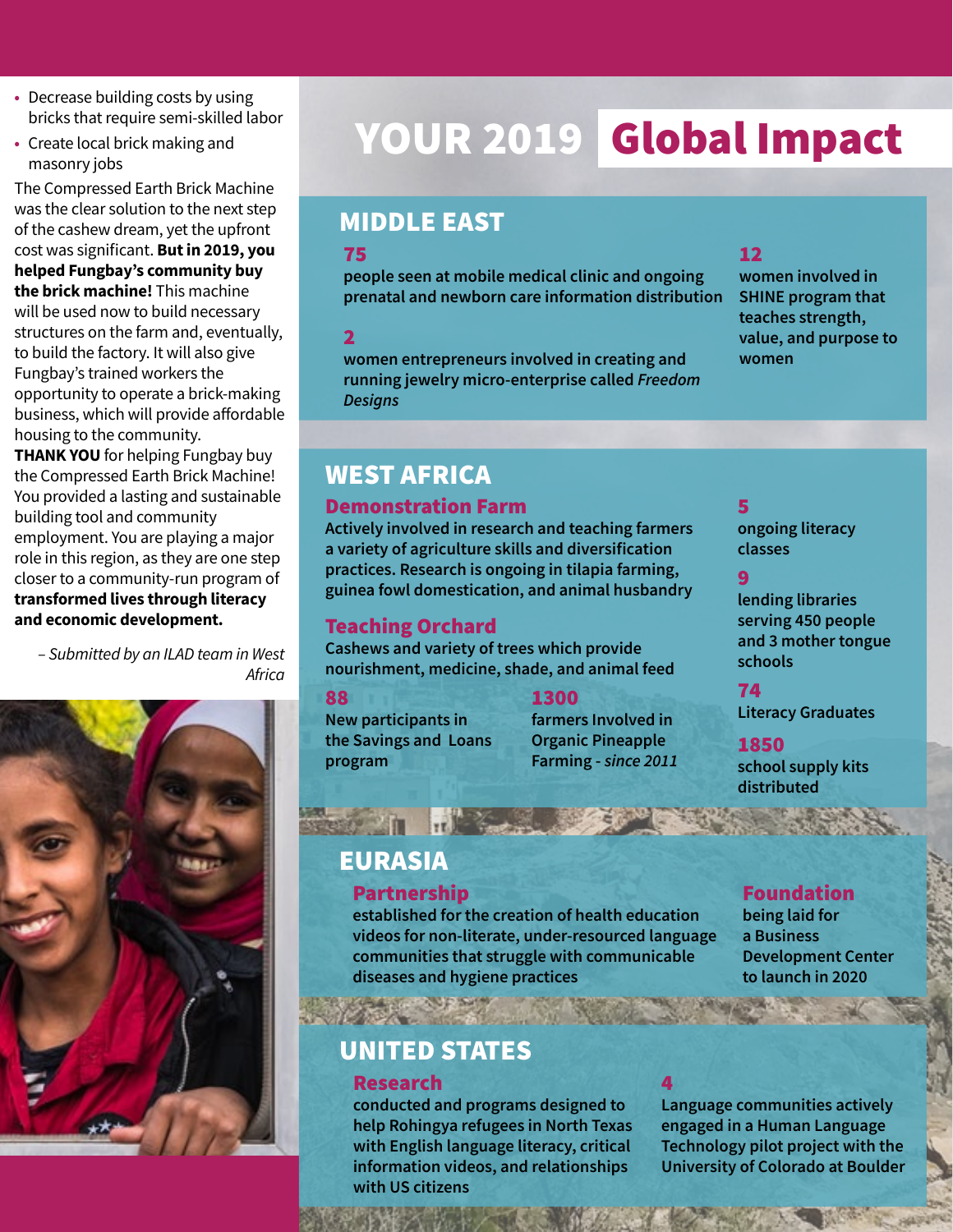- Decrease building costs by using bricks that require semi-skilled labor
- Create local brick making and masonry jobs

The Compressed Earth Brick Machine was the clear solution to the next step of the cashew dream, yet the upfront cost was significant. **But in 2019, you helped Fungbay's community buy the brick machine!** This machine will be used now to build necessary structures on the farm and, eventually, to build the factory. It will also give Fungbay's trained workers the opportunity to operate a brick-making business, which will provide affordable housing to the community.

**THANK YOU** for helping Fungbay buy the Compressed Earth Brick Machine! You provided a lasting and sustainable building tool and community employment. You are playing a major role in this region, as they are one step closer to a community-run program of **transformed lives through literacy and economic development.**

*– Submitted by an ILAD team in West Africa*

# YOUR 2019 Global Impact

## MIDDLE EAST

**75**
people seen at mobile medical clinic and ongoing prenatal and newborn care information distribution

**2**
women entrepreneurs involved in creating and running jewelry micro-enterprise called *Freedom Designs*

**12**
women involved in SHINE program that teaches strength, value, and purpose to women

## WEST AFRICA

### Demonstration Farm
Actively involved in research and teaching farmers a variety of agriculture skills and diversification practices. Research is ongoing in tilapia farming, guinea fowl domestication, and animal husbandry

### Teaching Orchard
Cashews and variety of trees which provide nourishment, medicine, shade, and animal feed

**88**
New participants in the Savings and Loans program

**1300**
farmers Involved in Organic Pineapple Farming - *since 2011*

**5**
ongoing literacy classes

**9**
lending libraries serving 450 people and 3 mother tongue schools

**74**
Literacy Graduates

**1850**
school supply kits distributed

## EURASIA

### Partnership
established for the creation of health education videos for non-literate, under-resourced language communities that struggle with communicable diseases and hygiene practices

### Foundation
being laid for a Business Development Center to launch in 2020

## UNITED STATES

### Research
conducted and programs designed to help Rohingya refugees in North Texas with English language literacy, critical information videos, and relationships with US citizens

**4**
Language communities actively engaged in a Human Language Technology pilot project with the University of Colorado at Boulder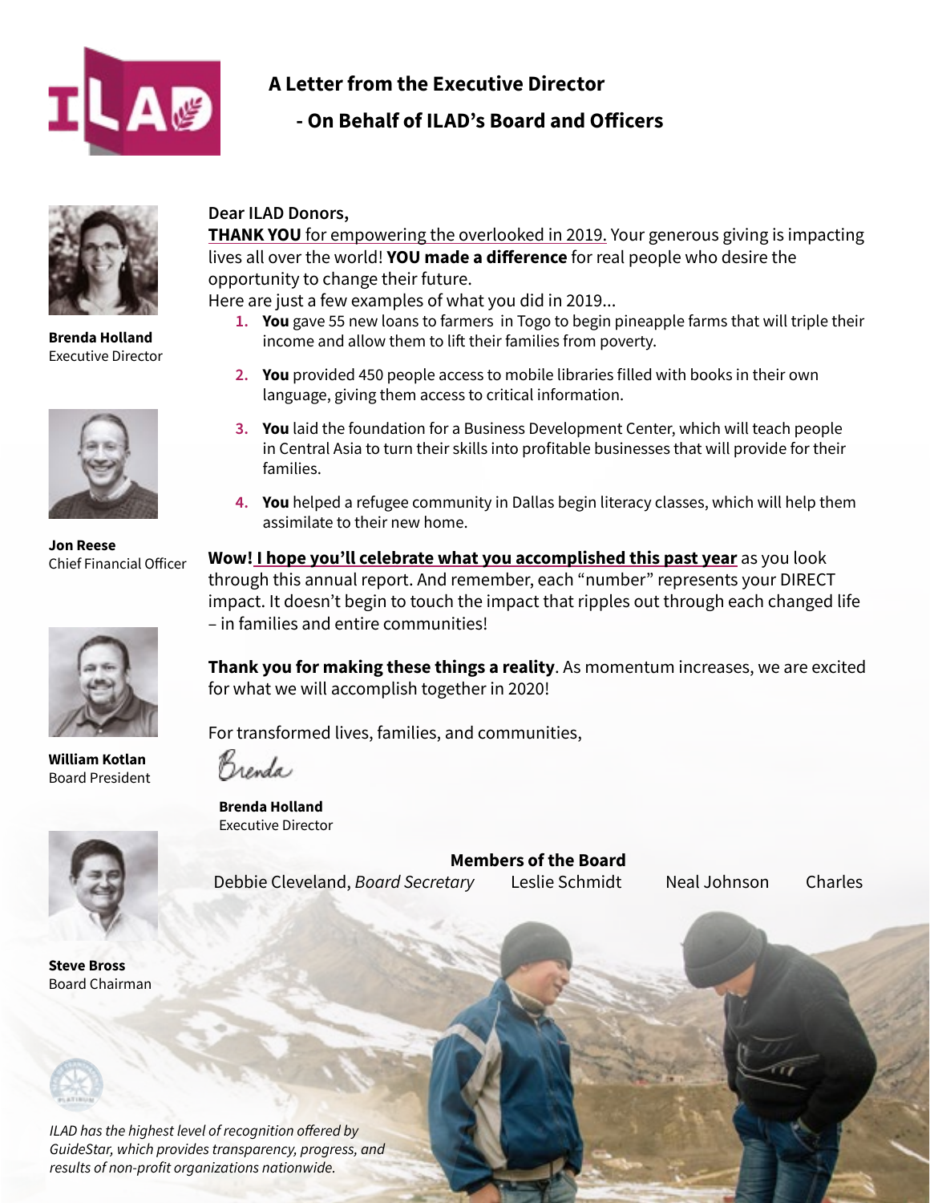ILAD

# A Letter from the Executive Director

## - On Behalf of ILAD's Board and Officers

**Brenda Holland**
Executive Director

**Jon Reese**
Chief Financial Officer

**William Kotlan**
Board President

**Steve Bross**
Board Chairman

**Dear ILAD Donors,**

**THANK YOU** for empowering the overlooked in 2019. Your generous giving is impacting lives all over the world! **YOU made a difference** for real people who desire the opportunity to change their future.

Here are just a few examples of what you did in 2019...

1. **You** gave 55 new loans to farmers in Togo to begin pineapple farms that will triple their income and allow them to lift their families from poverty.
2. **You** provided 450 people access to mobile libraries filled with books in their own language, giving them access to critical information.
3. **You** laid the foundation for a Business Development Center, which will teach people in Central Asia to turn their skills into profitable businesses that will provide for their families.
4. **You** helped a refugee community in Dallas begin literacy classes, which will help them assimilate to their new home.

**Wow! I hope you'll celebrate what you accomplished this past year** as you look through this annual report. And remember, each "number" represents your DIRECT impact. It doesn't begin to touch the impact that ripples out through each changed life – in families and entire communities!

**Thank you for making these things a reality**. As momentum increases, we are excited for what we will accomplish together in 2020!

For transformed lives, families, and communities,

Brenda

**Brenda Holland**
Executive Director

**Members of the Board**

Debbie Cleveland, *Board Secretary* Leslie Schmidt Neal Johnson Charles

*ILAD has the highest level of recognition offered by GuideStar, which provides transparency, progress, and results of non-profit organizations nationwide.*